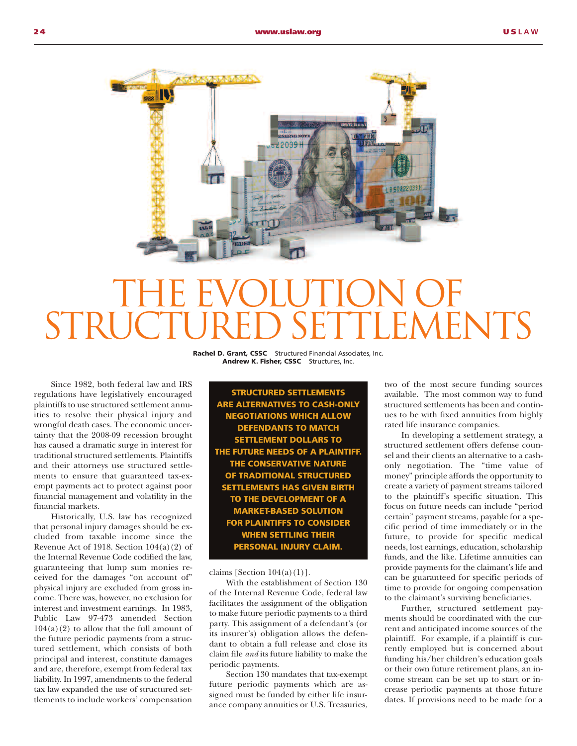# THE EVOLUTION OF STRUCTURED SETTLEMENTS

**Rachel D. Grant, CSSC** Structured Financial Associates, Inc.
**Andrew K. Fisher, CSSC** Structures, Inc.

Since 1982, both federal law and IRS regulations have legislatively encouraged plaintiffs to use structured settlement annuities to resolve their physical injury and wrongful death cases. The economic uncertainty that the 2008-09 recession brought has caused a dramatic surge in interest for traditional structured settlements. Plaintiffs and their attorneys use structured settlements to ensure that guaranteed tax-exempt payments act to protect against poor financial management and volatility in the financial markets.

Historically, U.S. law has recognized that personal injury damages should be excluded from taxable income since the Revenue Act of 1918. Section 104(a)(2) of the Internal Revenue Code codified the law, guaranteeing that lump sum monies received for the damages "on account of" physical injury are excluded from gross income. There was, however, no exclusion for interest and investment earnings. In 1983, Public Law 97-473 amended Section 104(a)(2) to allow that the full amount of the future periodic payments from a structured settlement, which consists of both principal and interest, constitute damages and are, therefore, exempt from federal tax liability. In 1997, amendments to the federal tax law expanded the use of structured settlements to include workers' compensation claims [Section 104(a)(1)].

**STRUCTURED SETTLEMENTS ARE ALTERNATIVES TO CASH-ONLY NEGOTIATIONS WHICH ALLOW DEFENDANTS TO MATCH SETTLEMENT DOLLARS TO THE FUTURE NEEDS OF A PLAINTIFF. THE CONSERVATIVE NATURE OF TRADITIONAL STRUCTURED SETTLEMENTS HAS GIVEN BIRTH TO THE DEVELOPMENT OF A MARKET-BASED SOLUTION FOR PLAINTIFFS TO CONSIDER WHEN SETTLING THEIR PERSONAL INJURY CLAIM.**

With the establishment of Section 130 of the Internal Revenue Code, federal law facilitates the assignment of the obligation to make future periodic payments to a third party. This assignment of a defendant's (or its insurer's) obligation allows the defendant to obtain a full release and close its claim file *and* its future liability to make the periodic payments.

Section 130 mandates that tax-exempt future periodic payments which are assigned must be funded by either life insurance company annuities or U.S. Treasuries, two of the most secure funding sources available. The most common way to fund structured settlements has been and continues to be with fixed annuities from highly rated life insurance companies.

In developing a settlement strategy, a structured settlement offers defense counsel and their clients an alternative to a cash-only negotiation. The "time value of money" principle affords the opportunity to create a variety of payment streams tailored to the plaintiff's specific situation. This focus on future needs can include "period certain" payment streams, payable for a specific period of time immediately or in the future, to provide for specific medical needs, lost earnings, education, scholarship funds, and the like. Lifetime annuities can provide payments for the claimant's life and can be guaranteed for specific periods of time to provide for ongoing compensation to the claimant's surviving beneficiaries.

Further, structured settlement payments should be coordinated with the current and anticipated income sources of the plaintiff. For example, if a plaintiff is currently employed but is concerned about funding his/her children's education goals or their own future retirement plans, an income stream can be set up to start or increase periodic payments at those future dates. If provisions need to be made for a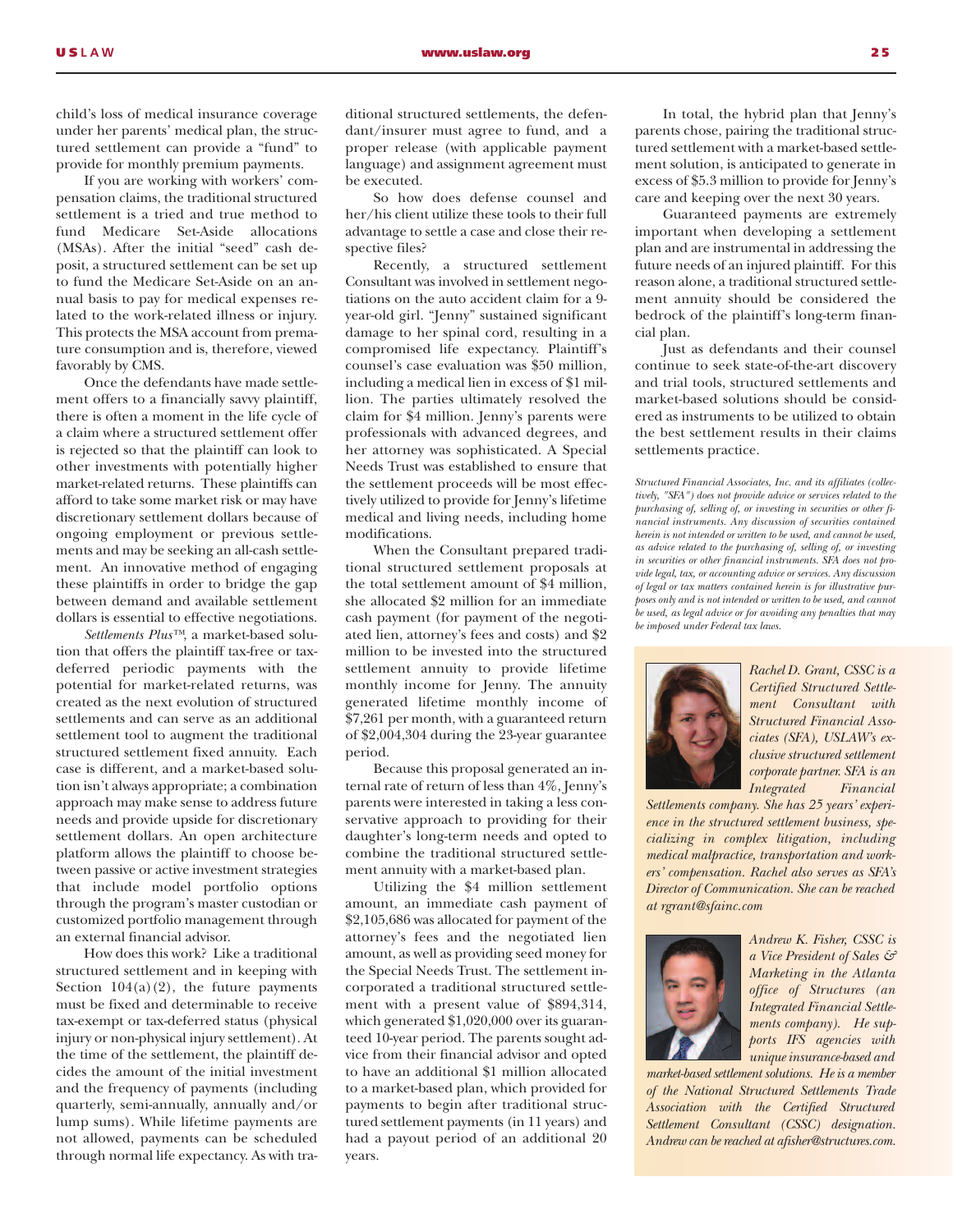child's loss of medical insurance coverage under her parents' medical plan, the structured settlement can provide a "fund" to provide for monthly premium payments.

If you are working with workers' compensation claims, the traditional structured settlement is a tried and true method to fund Medicare Set-Aside allocations (MSAs). After the initial "seed" cash deposit, a structured settlement can be set up to fund the Medicare Set-Aside on an annual basis to pay for medical expenses related to the work-related illness or injury. This protects the MSA account from premature consumption and is, therefore, viewed favorably by CMS.

Once the defendants have made settlement offers to a financially savvy plaintiff, there is often a moment in the life cycle of a claim where a structured settlement offer is rejected so that the plaintiff can look to other investments with potentially higher market-related returns. These plaintiffs can afford to take some market risk or may have discretionary settlement dollars because of ongoing employment or previous settlements and may be seeking an all-cash settlement. An innovative method of engaging these plaintiffs in order to bridge the gap between demand and available settlement dollars is essential to effective negotiations.

*Settlements Plus™*, a market-based solution that offers the plaintiff tax-free or tax-deferred periodic payments with the potential for market-related returns, was created as the next evolution of structured settlements and can serve as an additional settlement tool to augment the traditional structured settlement fixed annuity. Each case is different, and a market-based solution isn't always appropriate; a combination approach may make sense to address future needs and provide upside for discretionary settlement dollars. An open architecture platform allows the plaintiff to choose between passive or active investment strategies that include model portfolio options through the program's master custodian or customized portfolio management through an external financial advisor.

How does this work? Like a traditional structured settlement and in keeping with Section 104(a)(2), the future payments must be fixed and determinable to receive tax-exempt or tax-deferred status (physical injury or non-physical injury settlement). At the time of the settlement, the plaintiff decides the amount of the initial investment and the frequency of payments (including quarterly, semi-annually, annually and/or lump sums). While lifetime payments are not allowed, payments can be scheduled through normal life expectancy. As with traditional structured settlements, the defendant/insurer must agree to fund, and a proper release (with applicable payment language) and assignment agreement must be executed.

So how does defense counsel and her/his client utilize these tools to their full advantage to settle a case and close their respective files?

Recently, a structured settlement Consultant was involved in settlement negotiations on the auto accident claim for a 9-year-old girl. "Jenny" sustained significant damage to her spinal cord, resulting in a compromised life expectancy. Plaintiff's counsel's case evaluation was $50 million, including a medical lien in excess of $1 million. The parties ultimately resolved the claim for $4 million. Jenny's parents were professionals with advanced degrees, and her attorney was sophisticated. A Special Needs Trust was established to ensure that the settlement proceeds will be most effectively utilized to provide for Jenny's lifetime medical and living needs, including home modifications.

When the Consultant prepared traditional structured settlement proposals at the total settlement amount of $4 million, she allocated $2 million for an immediate cash payment (for payment of the negotiated lien, attorney's fees and costs) and $2 million to be invested into the structured settlement annuity to provide lifetime monthly income for Jenny. The annuity generated lifetime monthly income of $7,261 per month, with a guaranteed return of $2,004,304 during the 23-year guarantee period.

Because this proposal generated an internal rate of return of less than 4%, Jenny's parents were interested in taking a less conservative approach to providing for their daughter's long-term needs and opted to combine the traditional structured settlement annuity with a market-based plan.

Utilizing the $4 million settlement amount, an immediate cash payment of $2,105,686 was allocated for payment of the attorney's fees and the negotiated lien amount, as well as providing seed money for the Special Needs Trust. The settlement incorporated a traditional structured settlement with a present value of $894,314, which generated $1,020,000 over its guaranteed 10-year period. The parents sought advice from their financial advisor and opted to have an additional $1 million allocated to a market-based plan, which provided for payments to begin after traditional structured settlement payments (in 11 years) and had a payout period of an additional 20 years.

In total, the hybrid plan that Jenny's parents chose, pairing the traditional structured settlement with a market-based settlement solution, is anticipated to generate in excess of $5.3 million to provide for Jenny's care and keeping over the next 30 years.

Guaranteed payments are extremely important when developing a settlement plan and are instrumental in addressing the future needs of an injured plaintiff. For this reason alone, a traditional structured settlement annuity should be considered the bedrock of the plaintiff's long-term financial plan.

Just as defendants and their counsel continue to seek state-of-the-art discovery and trial tools, structured settlements and market-based solutions should be considered as instruments to be utilized to obtain the best settlement results in their claims settlements practice.

*Structured Financial Associates, Inc. and its affiliates (collectively, "SFA") does not provide advice or services related to the purchasing of, selling of, or investing in securities or other financial instruments. Any discussion of securities contained herein is not intended or written to be used, and cannot be used, as advice related to the purchasing of, selling of, or investing in securities or other financial instruments. SFA does not provide legal, tax, or accounting advice or services. Any discussion of legal or tax matters contained herein is for illustrative purposes only and is not intended or written to be used, and cannot be used, as legal advice or for avoiding any penalties that may be imposed under Federal tax laws.*

*Rachel D. Grant, CSSC is a Certified Structured Settlement Consultant with Structured Financial Associates (SFA), USLAW's exclusive structured settlement corporate partner. SFA is an Integrated Financial Settlements company. She has 25 years' experience in the structured settlement business, specializing in complex litigation, including medical malpractice, transportation and workers' compensation. Rachel also serves as SFA's Director of Communication. She can be reached at rgrant@sfainc.com*

*Andrew K. Fisher, CSSC is a Vice President of Sales & Marketing in the Atlanta office of Structures (an Integrated Financial Settlements company). He supports IFS agencies with unique insurance-based and market-based settlement solutions. He is a member of the National Structured Settlements Trade Association with the Certified Structured Settlement Consultant (CSSC) designation. Andrew can be reached at afisher@structures.com.*